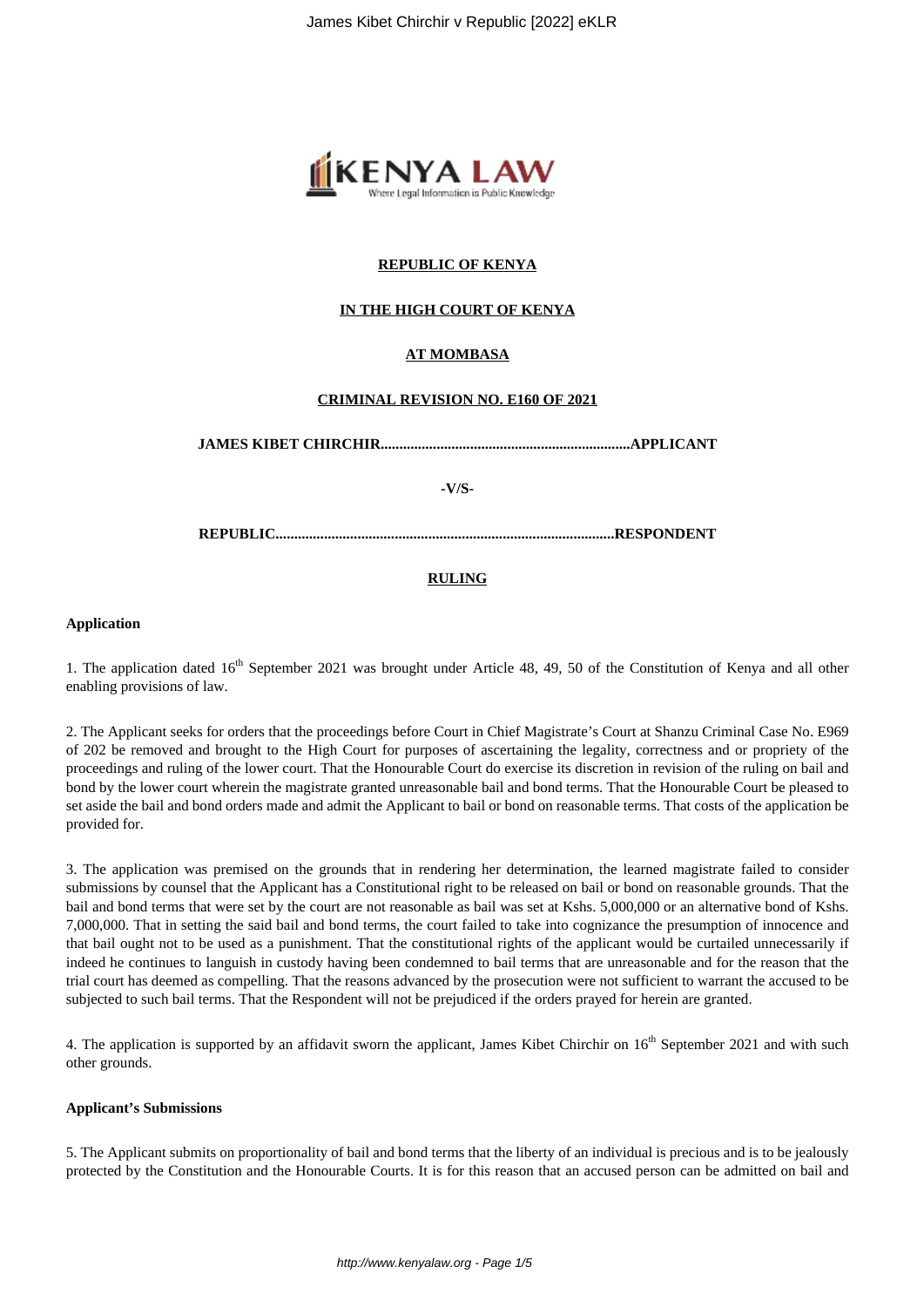**REPUBLIC OF KENYA**

**IN THE HIGH COURT OF KENYA**

**AT MOMBASA**

**CRIMINAL REVISION NO. E160 OF 2021**

**JAMES KIBET CHIRCHIR..................................................................APPLICANT**

**-V/S-**

**REPUBLIC..........................................................................................RESPONDENT**

**RULING**

**Application**

1. The application dated 16th September 2021 was brought under Article 48, 49, 50 of the Constitution of Kenya and all other enabling provisions of law.

2. The Applicant seeks for orders that the proceedings before Court in Chief Magistrate's Court at Shanzu Criminal Case No. E969 of 202 be removed and brought to the High Court for purposes of ascertaining the legality, correctness and or propriety of the proceedings and ruling of the lower court. That the Honourable Court do exercise its discretion in revision of the ruling on bail and bond by the lower court wherein the magistrate granted unreasonable bail and bond terms. That the Honourable Court be pleased to set aside the bail and bond orders made and admit the Applicant to bail or bond on reasonable terms. That costs of the application be provided for.

3. The application was premised on the grounds that in rendering her determination, the learned magistrate failed to consider submissions by counsel that the Applicant has a Constitutional right to be released on bail or bond on reasonable grounds. That the bail and bond terms that were set by the court are not reasonable as bail was set at Kshs. 5,000,000 or an alternative bond of Kshs. 7,000,000. That in setting the said bail and bond terms, the court failed to take into cognizance the presumption of innocence and that bail ought not to be used as a punishment. That the constitutional rights of the applicant would be curtailed unnecessarily if indeed he continues to languish in custody having been condemned to bail terms that are unreasonable and for the reason that the trial court has deemed as compelling. That the reasons advanced by the prosecution were not sufficient to warrant the accused to be subjected to such bail terms. That the Respondent will not be prejudiced if the orders prayed for herein are granted.

4. The application is supported by an affidavit sworn the applicant, James Kibet Chirchir on 16th September 2021 and with such other grounds.

**Applicant's Submissions**

5. The Applicant submits on proportionality of bail and bond terms that the liberty of an individual is precious and is to be jealously protected by the Constitution and the Honourable Courts. It is for this reason that an accused person can be admitted on bail and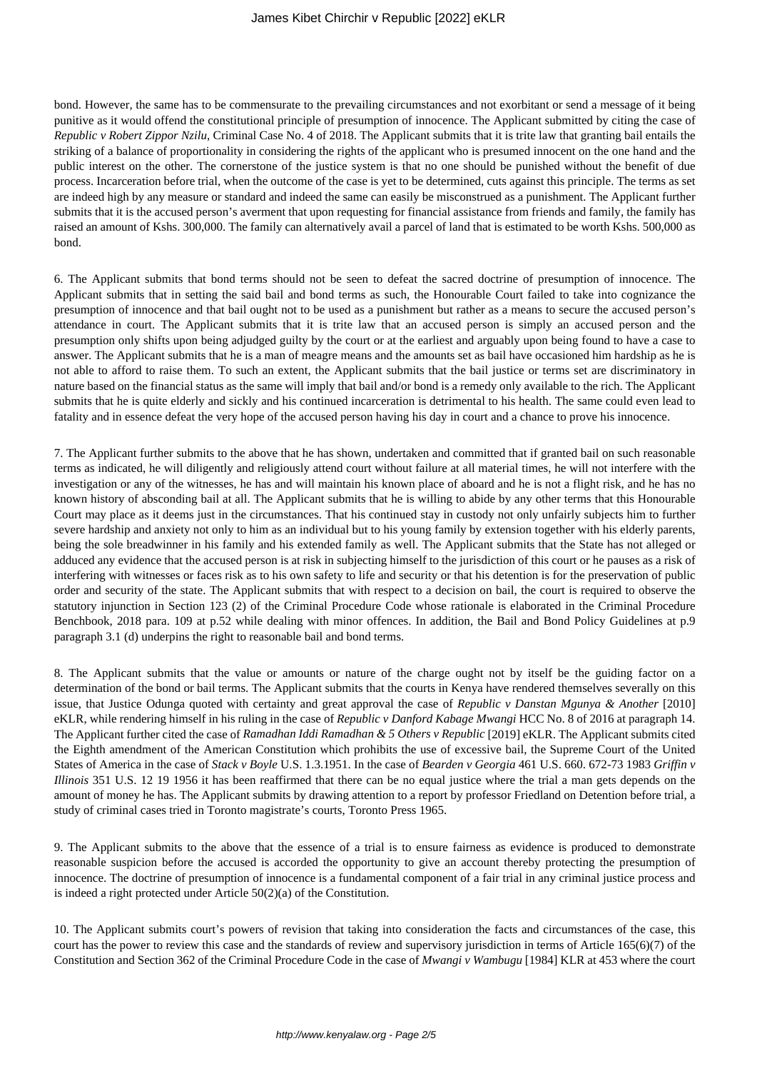bond. However, the same has to be commensurate to the prevailing circumstances and not exorbitant or send a message of it being punitive as it would offend the constitutional principle of presumption of innocence. The Applicant submitted by citing the case of *Republic v Robert Zippor Nzilu*, Criminal Case No. 4 of 2018. The Applicant submits that it is trite law that granting bail entails the striking of a balance of proportionality in considering the rights of the applicant who is presumed innocent on the one hand and the public interest on the other. The cornerstone of the justice system is that no one should be punished without the benefit of due process. Incarceration before trial, when the outcome of the case is yet to be determined, cuts against this principle. The terms as set are indeed high by any measure or standard and indeed the same can easily be misconstrued as a punishment. The Applicant further submits that it is the accused person's averment that upon requesting for financial assistance from friends and family, the family has raised an amount of Kshs. 300,000. The family can alternatively avail a parcel of land that is estimated to be worth Kshs. 500,000 as bond.

6. The Applicant submits that bond terms should not be seen to defeat the sacred doctrine of presumption of innocence. The Applicant submits that in setting the said bail and bond terms as such, the Honourable Court failed to take into cognizance the presumption of innocence and that bail ought not to be used as a punishment but rather as a means to secure the accused person's attendance in court. The Applicant submits that it is trite law that an accused person is simply an accused person and the presumption only shifts upon being adjudged guilty by the court or at the earliest and arguably upon being found to have a case to answer. The Applicant submits that he is a man of meagre means and the amounts set as bail have occasioned him hardship as he is not able to afford to raise them. To such an extent, the Applicant submits that the bail justice or terms set are discriminatory in nature based on the financial status as the same will imply that bail and/or bond is a remedy only available to the rich. The Applicant submits that he is quite elderly and sickly and his continued incarceration is detrimental to his health. The same could even lead to fatality and in essence defeat the very hope of the accused person having his day in court and a chance to prove his innocence.

7. The Applicant further submits to the above that he has shown, undertaken and committed that if granted bail on such reasonable terms as indicated, he will diligently and religiously attend court without failure at all material times, he will not interfere with the investigation or any of the witnesses, he has and will maintain his known place of aboard and he is not a flight risk, and he has no known history of absconding bail at all. The Applicant submits that he is willing to abide by any other terms that this Honourable Court may place as it deems just in the circumstances. That his continued stay in custody not only unfairly subjects him to further severe hardship and anxiety not only to him as an individual but to his young family by extension together with his elderly parents, being the sole breadwinner in his family and his extended family as well. The Applicant submits that the State has not alleged or adduced any evidence that the accused person is at risk in subjecting himself to the jurisdiction of this court or he pauses as a risk of interfering with witnesses or faces risk as to his own safety to life and security or that his detention is for the preservation of public order and security of the state. The Applicant submits that with respect to a decision on bail, the court is required to observe the statutory injunction in Section 123 (2) of the Criminal Procedure Code whose rationale is elaborated in the Criminal Procedure Benchbook, 2018 para. 109 at p.52 while dealing with minor offences. In addition, the Bail and Bond Policy Guidelines at p.9 paragraph 3.1 (d) underpins the right to reasonable bail and bond terms.

8. The Applicant submits that the value or amounts or nature of the charge ought not by itself be the guiding factor on a determination of the bond or bail terms. The Applicant submits that the courts in Kenya have rendered themselves severally on this issue, that Justice Odunga quoted with certainty and great approval the case of *Republic v Danstan Mgunya & Another* [2010] eKLR, while rendering himself in his ruling in the case of *Republic v Danford Kabage Mwangi* HCC No. 8 of 2016 at paragraph 14. The Applicant further cited the case of *Ramadhan Iddi Ramadhan & 5 Others v Republic* [2019] eKLR. The Applicant submits cited the Eighth amendment of the American Constitution which prohibits the use of excessive bail, the Supreme Court of the United States of America in the case of *Stack v Boyle* U.S. 1.3.1951. In the case of *Bearden v Georgia* 461 U.S. 660. 672-73 1983 *Griffin v Illinois* 351 U.S. 12 19 1956 it has been reaffirmed that there can be no equal justice where the trial a man gets depends on the amount of money he has. The Applicant submits by drawing attention to a report by professor Friedland on Detention before trial, a study of criminal cases tried in Toronto magistrate's courts, Toronto Press 1965.

9. The Applicant submits to the above that the essence of a trial is to ensure fairness as evidence is produced to demonstrate reasonable suspicion before the accused is accorded the opportunity to give an account thereby protecting the presumption of innocence. The doctrine of presumption of innocence is a fundamental component of a fair trial in any criminal justice process and is indeed a right protected under Article 50(2)(a) of the Constitution.

10. The Applicant submits court's powers of revision that taking into consideration the facts and circumstances of the case, this court has the power to review this case and the standards of review and supervisory jurisdiction in terms of Article 165(6)(7) of the Constitution and Section 362 of the Criminal Procedure Code in the case of *Mwangi v Wambugu* [1984] KLR at 453 where the court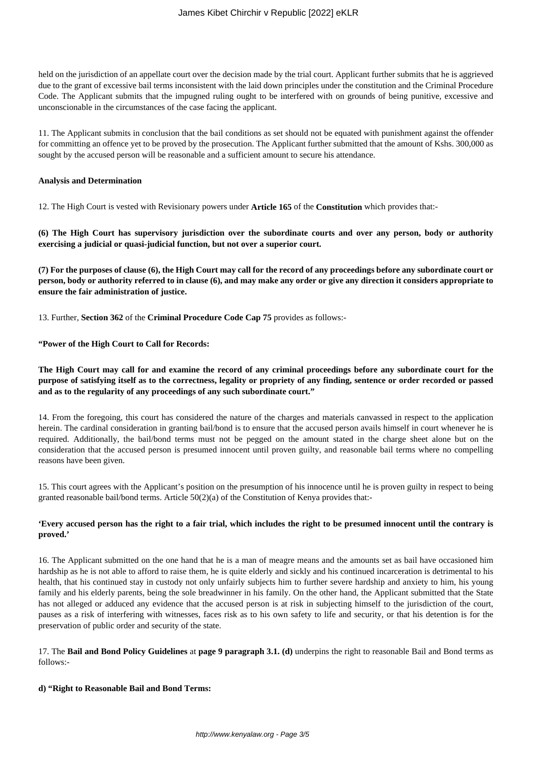held on the jurisdiction of an appellate court over the decision made by the trial court. Applicant further submits that he is aggrieved due to the grant of excessive bail terms inconsistent with the laid down principles under the constitution and the Criminal Procedure Code. The Applicant submits that the impugned ruling ought to be interfered with on grounds of being punitive, excessive and unconscionable in the circumstances of the case facing the applicant.

11. The Applicant submits in conclusion that the bail conditions as set should not be equated with punishment against the offender for committing an offence yet to be proved by the prosecution. The Applicant further submitted that the amount of Kshs. 300,000 as sought by the accused person will be reasonable and a sufficient amount to secure his attendance.

**Analysis and Determination**

12. The High Court is vested with Revisionary powers under **Article 165** of the **Constitution** which provides that:-

**(6) The High Court has supervisory jurisdiction over the subordinate courts and over any person, body or authority exercising a judicial or quasi-judicial function, but not over a superior court.**

**(7) For the purposes of clause (6), the High Court may call for the record of any proceedings before any subordinate court or person, body or authority referred to in clause (6), and may make any order or give any direction it considers appropriate to ensure the fair administration of justice.**

13. Further, **Section 362** of the **Criminal Procedure Code Cap 75** provides as follows:-

**"Power of the High Court to Call for Records:**

**The High Court may call for and examine the record of any criminal proceedings before any subordinate court for the purpose of satisfying itself as to the correctness, legality or propriety of any finding, sentence or order recorded or passed and as to the regularity of any proceedings of any such subordinate court."**

14. From the foregoing, this court has considered the nature of the charges and materials canvassed in respect to the application herein. The cardinal consideration in granting bail/bond is to ensure that the accused person avails himself in court whenever he is required. Additionally, the bail/bond terms must not be pegged on the amount stated in the charge sheet alone but on the consideration that the accused person is presumed innocent until proven guilty, and reasonable bail terms where no compelling reasons have been given.

15. This court agrees with the Applicant's position on the presumption of his innocence until he is proven guilty in respect to being granted reasonable bail/bond terms. Article 50(2)(a) of the Constitution of Kenya provides that:-

**'Every accused person has the right to a fair trial, which includes the right to be presumed innocent until the contrary is proved.'**

16. The Applicant submitted on the one hand that he is a man of meagre means and the amounts set as bail have occasioned him hardship as he is not able to afford to raise them, he is quite elderly and sickly and his continued incarceration is detrimental to his health, that his continued stay in custody not only unfairly subjects him to further severe hardship and anxiety to him, his young family and his elderly parents, being the sole breadwinner in his family. On the other hand, the Applicant submitted that the State has not alleged or adduced any evidence that the accused person is at risk in subjecting himself to the jurisdiction of the court, pauses as a risk of interfering with witnesses, faces risk as to his own safety to life and security, or that his detention is for the preservation of public order and security of the state.

17. The **Bail and Bond Policy Guidelines** at **page 9 paragraph 3.1. (d)** underpins the right to reasonable Bail and Bond terms as follows:-

**d) "Right to Reasonable Bail and Bond Terms:**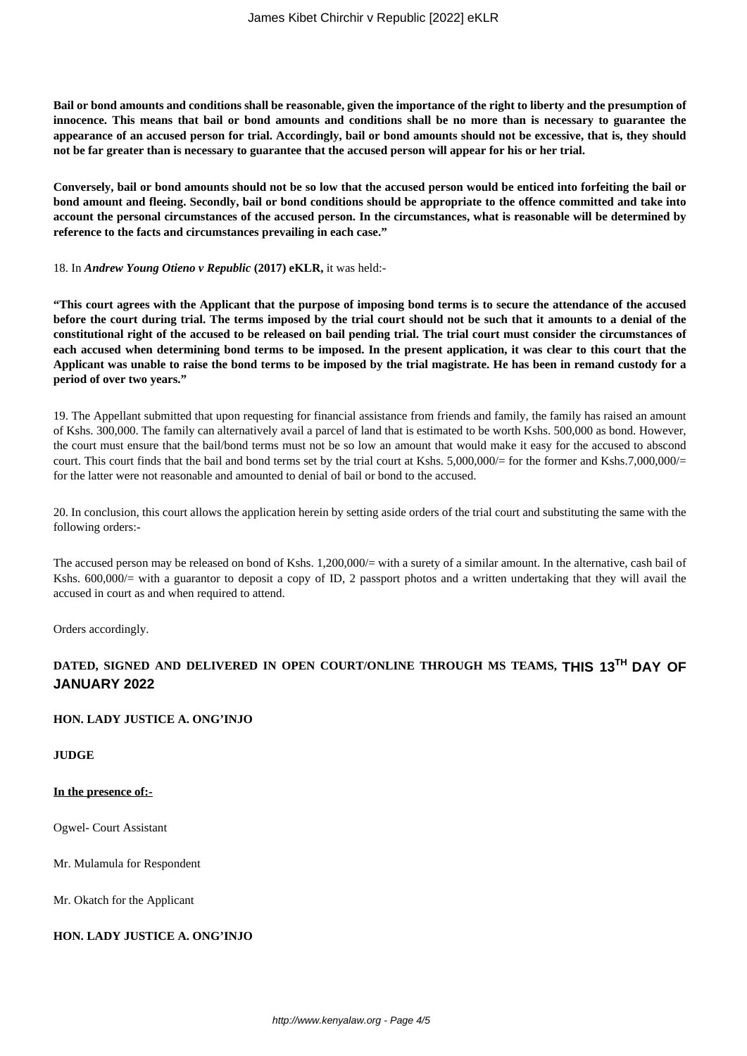**Bail or bond amounts and conditions shall be reasonable, given the importance of the right to liberty and the presumption of innocence. This means that bail or bond amounts and conditions shall be no more than is necessary to guarantee the appearance of an accused person for trial. Accordingly, bail or bond amounts should not be excessive, that is, they should not be far greater than is necessary to guarantee that the accused person will appear for his or her trial.**

**Conversely, bail or bond amounts should not be so low that the accused person would be enticed into forfeiting the bail or bond amount and fleeing. Secondly, bail or bond conditions should be appropriate to the offence committed and take into account the personal circumstances of the accused person. In the circumstances, what is reasonable will be determined by reference to the facts and circumstances prevailing in each case."**

18. In ***Andrew Young Otieno v Republic*** **(2017) eKLR,** it was held:-

**"This court agrees with the Applicant that the purpose of imposing bond terms is to secure the attendance of the accused before the court during trial. The terms imposed by the trial court should not be such that it amounts to a denial of the constitutional right of the accused to be released on bail pending trial. The trial court must consider the circumstances of each accused when determining bond terms to be imposed. In the present application, it was clear to this court that the Applicant was unable to raise the bond terms to be imposed by the trial magistrate. He has been in remand custody for a period of over two years."**

19. The Appellant submitted that upon requesting for financial assistance from friends and family, the family has raised an amount of Kshs. 300,000. The family can alternatively avail a parcel of land that is estimated to be worth Kshs. 500,000 as bond. However, the court must ensure that the bail/bond terms must not be so low an amount that would make it easy for the accused to abscond court. This court finds that the bail and bond terms set by the trial court at Kshs. 5,000,000/= for the former and Kshs.7,000,000/= for the latter were not reasonable and amounted to denial of bail or bond to the accused.

20. In conclusion, this court allows the application herein by setting aside orders of the trial court and substituting the same with the following orders:-

The accused person may be released on bond of Kshs. 1,200,000/= with a surety of a similar amount. In the alternative, cash bail of Kshs. 600,000/= with a guarantor to deposit a copy of ID, 2 passport photos and a written undertaking that they will avail the accused in court as and when required to attend.

Orders accordingly.

**DATED, SIGNED AND DELIVERED IN OPEN COURT/ONLINE THROUGH MS TEAMS, THIS 13TH DAY OF JANUARY 2022**

**HON. LADY JUSTICE A. ONG'INJO**

**JUDGE**

**In the presence of:-**

Ogwel- Court Assistant

Mr. Mulamula for Respondent

Mr. Okatch for the Applicant

**HON. LADY JUSTICE A. ONG'INJO**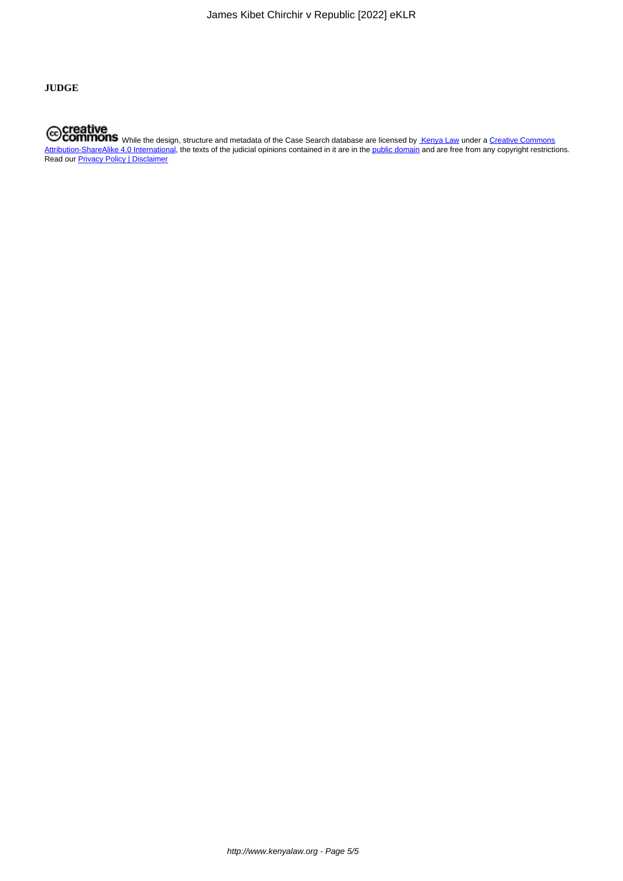**JUDGE**

While the design, structure and metadata of the Case Search database are licensed by Kenya Law under a Creative Commons Attribution-ShareAlike 4.0 International, the texts of the judicial opinions contained in it are in the public domain and are free from any copyright restrictions. Read our Privacy Policy | Disclaimer